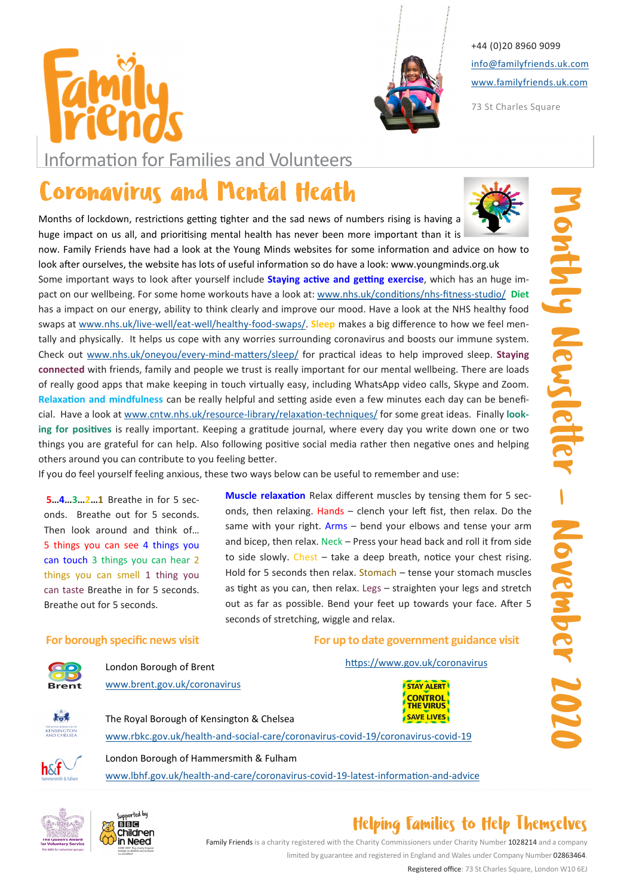# Family Friends

+44 (0)20 8960 9099
info@familyfriends.uk.com
www.familyfriends.uk.com
73 St Charles Square

Information for Families and Volunteers

Monthly Newsletter – November 2020

## Coronavirus and Mental Heath

Months of lockdown, restrictions getting tighter and the sad news of numbers rising is having a huge impact on us all, and prioritising mental health has never been more important than it is now. Family Friends have had a look at the Young Minds websites for some information and advice on how to look after ourselves, the website has lots of useful information so do have a look: www.youngminds.org.uk

Some important ways to look after yourself include **Staying active and getting exercise**, which has an huge impact on our wellbeing. For some home workouts have a look at: www.nhs.uk/conditions/nhs-fitness-studio/ **Diet** has a impact on our energy, ability to think clearly and improve our mood. Have a look at the NHS healthy food swaps at www.nhs.uk/live-well/eat-well/healthy-food-swaps/. **Sleep** makes a big difference to how we feel mentally and physically. It helps us cope with any worries surrounding coronavirus and boosts our immune system. Check out www.nhs.uk/oneyou/every-mind-matters/sleep/ for practical ideas to help improved sleep. **Staying connected** with friends, family and people we trust is really important for our mental wellbeing. There are loads of really good apps that make keeping in touch virtually easy, including WhatsApp video calls, Skype and Zoom. **Relaxation and mindfulness** can be really helpful and setting aside even a few minutes each day can be beneficial. Have a look at www.cntw.nhs.uk/resource-library/relaxation-techniques/ for some great ideas. Finally **looking for positives** is really important. Keeping a gratitude journal, where every day you write down one or two things you are grateful for can help. Also following positive social media rather then negative ones and helping others around you can contribute to you feeling better.

If you do feel yourself feeling anxious, these two ways below can be useful to remember and use:

**5…4…3…2…1** Breathe in for 5 seconds. Breathe out for 5 seconds. Then look around and think of… 5 things you can see 4 things you can touch 3 things you can hear 2 things you can smell 1 thing you can taste Breathe in for 5 seconds. Breathe out for 5 seconds.

**Muscle relaxation** Relax different muscles by tensing them for 5 seconds, then relaxing. Hands – clench your left fist, then relax. Do the same with your right. Arms – bend your elbows and tense your arm and bicep, then relax. Neck – Press your head back and roll it from side to side slowly. Chest – take a deep breath, notice your chest rising. Hold for 5 seconds then relax. Stomach – tense your stomach muscles as tight as you can, then relax. Legs – straighten your legs and stretch out as far as possible. Bend your feet up towards your face. After 5 seconds of stretching, wiggle and relax.

### For borough specific news visit

London Borough of Brent
www.brent.gov.uk/coronavirus

The Royal Borough of Kensington & Chelsea
www.rbkc.gov.uk/health-and-social-care/coronavirus-covid-19/coronavirus-covid-19

London Borough of Hammersmith & Fulham
www.lbhf.gov.uk/health-and-care/coronavirus-covid-19-latest-information-and-advice

### For up to date government guidance visit

https://www.gov.uk/coronavirus

STAY ALERT
CONTROL THE VIRUS
SAVE LIVES

## Helping Families to Help Themselves

Family Friends is a charity registered with the Charity Commissioners under Charity Number 1028214 and a company limited by guarantee and registered in England and Wales under Company Number 02863464.

Registered office: 73 St Charles Square, London W10 6EJ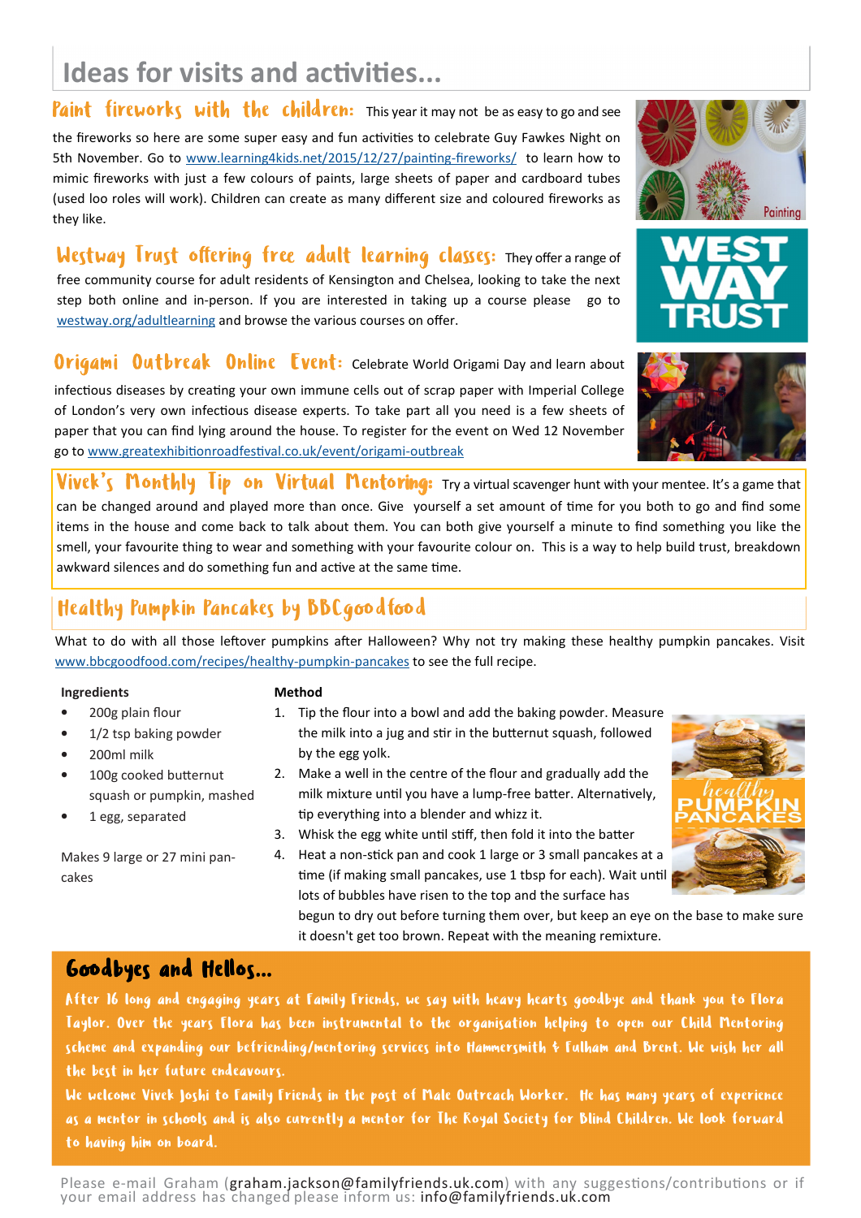# Ideas for visits and activities...

**Paint fireworks with the children:** This year it may not be as easy to go and see the fireworks so here are some super easy and fun activities to celebrate Guy Fawkes Night on 5th November. Go to www.learning4kids.net/2015/12/27/painting-fireworks/ to learn how to mimic fireworks with just a few colours of paints, large sheets of paper and cardboard tubes (used loo roles will work). Children can create as many different size and coloured fireworks as they like.

**Westway Trust offering free adult learning classes:** They offer a range of free community course for adult residents of Kensington and Chelsea, looking to take the next step both online and in-person. If you are interested in taking up a course please go to westway.org/adultlearning and browse the various courses on offer.

**Origami Outbreak Online Event:** Celebrate World Origami Day and learn about infectious diseases by creating your own immune cells out of scrap paper with Imperial College of London's very own infectious disease experts. To take part all you need is a few sheets of paper that you can find lying around the house. To register for the event on Wed 12 November go to www.greatexhibitionroadfestival.co.uk/event/origami-outbreak

**Vivek's Monthly Tip on Virtual Mentoring:** Try a virtual scavenger hunt with your mentee. It's a game that can be changed around and played more than once. Give yourself a set amount of time for you both to go and find some items in the house and come back to talk about them. You can both give yourself a minute to find something you like the smell, your favourite thing to wear and something with your favourite colour on. This is a way to help build trust, breakdown awkward silences and do something fun and active at the same time.

## Healthy Pumpkin Pancakes by BBCgoodfood

What to do with all those leftover pumpkins after Halloween? Why not try making these healthy pumpkin pancakes. Visit www.bbcgoodfood.com/recipes/healthy-pumpkin-pancakes to see the full recipe.

**Ingredients**

- 200g plain flour
- 1/2 tsp baking powder
- 200ml milk
- 100g cooked butternut squash or pumpkin, mashed
- 1 egg, separated

Makes 9 large or 27 mini pan-cakes

**Method**

1. Tip the flour into a bowl and add the baking powder. Measure the milk into a jug and stir in the butternut squash, followed by the egg yolk.
2. Make a well in the centre of the flour and gradually add the milk mixture until you have a lump-free batter. Alternatively, tip everything into a blender and whizz it.
3. Whisk the egg white until stiff, then fold it into the batter
4. Heat a non-stick pan and cook 1 large or 3 small pancakes at a time (if making small pancakes, use 1 tbsp for each). Wait until lots of bubbles have risen to the top and the surface has begun to dry out before turning them over, but keep an eye on the base to make sure it doesn't get too brown. Repeat with the meaning remixture.

## Goodbyes and Hellos...

After 16 long and engaging years at Family Friends, we say with heavy hearts goodbye and thank you to Flora Taylor. Over the years Flora has been instrumental to the organisation helping to open our Child Mentoring scheme and expanding our befriending/mentoring services into Hammersmith & Fulham and Brent. We wish her all the best in her future endeavours.

We welcome Vivek Joshi to Family Friends in the post of Male Outreach Worker. He has many years of experience as a mentor in schools and is also currently a mentor for The Royal Society for Blind Children. We look forward to having him on board.

Please e-mail Graham (graham.jackson@familyfriends.uk.com) with any suggestions/contributions or if your email address has changed please inform us: info@familyfriends.uk.com